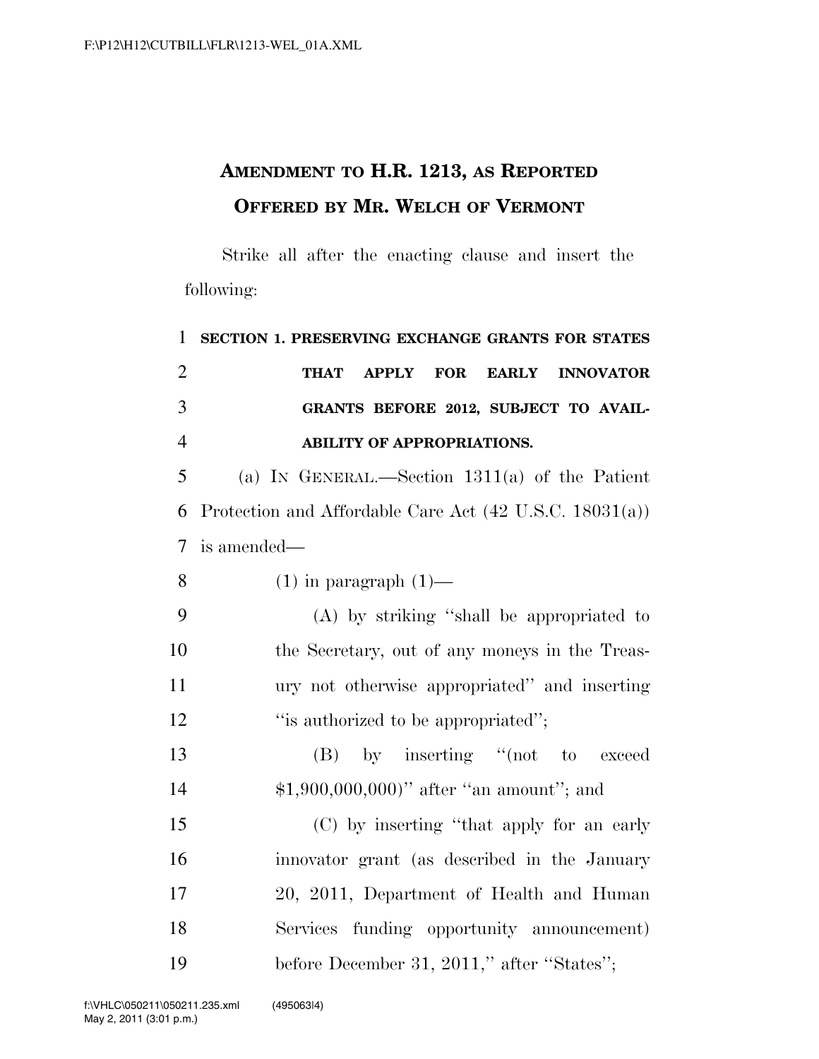# AMENDMENT TO H.R. 1213, AS REPORTED OFFERED BY MR. WELCH OF VERMONT

Strike all after the enacting clause and insert the following:

**SECTION 1. PRESERVING EXCHANGE GRANTS FOR STATES THAT APPLY FOR EARLY INNOVATOR GRANTS BEFORE 2012, SUBJECT TO AVAILABILITY OF APPROPRIATIONS.**

(a) IN GENERAL.—Section 1311(a) of the Patient Protection and Affordable Care Act (42 U.S.C. 18031(a)) is amended—

(1) in paragraph (1)—

(A) by striking ''shall be appropriated to the Secretary, out of any moneys in the Treasury not otherwise appropriated'' and inserting ''is authorized to be appropriated'';

(B) by inserting ''(not to exceed $1,900,000,000)'' after ''an amount''; and

(C) by inserting ''that apply for an early innovator grant (as described in the January 20, 2011, Department of Health and Human Services funding opportunity announcement) before December 31, 2011,'' after ''States'';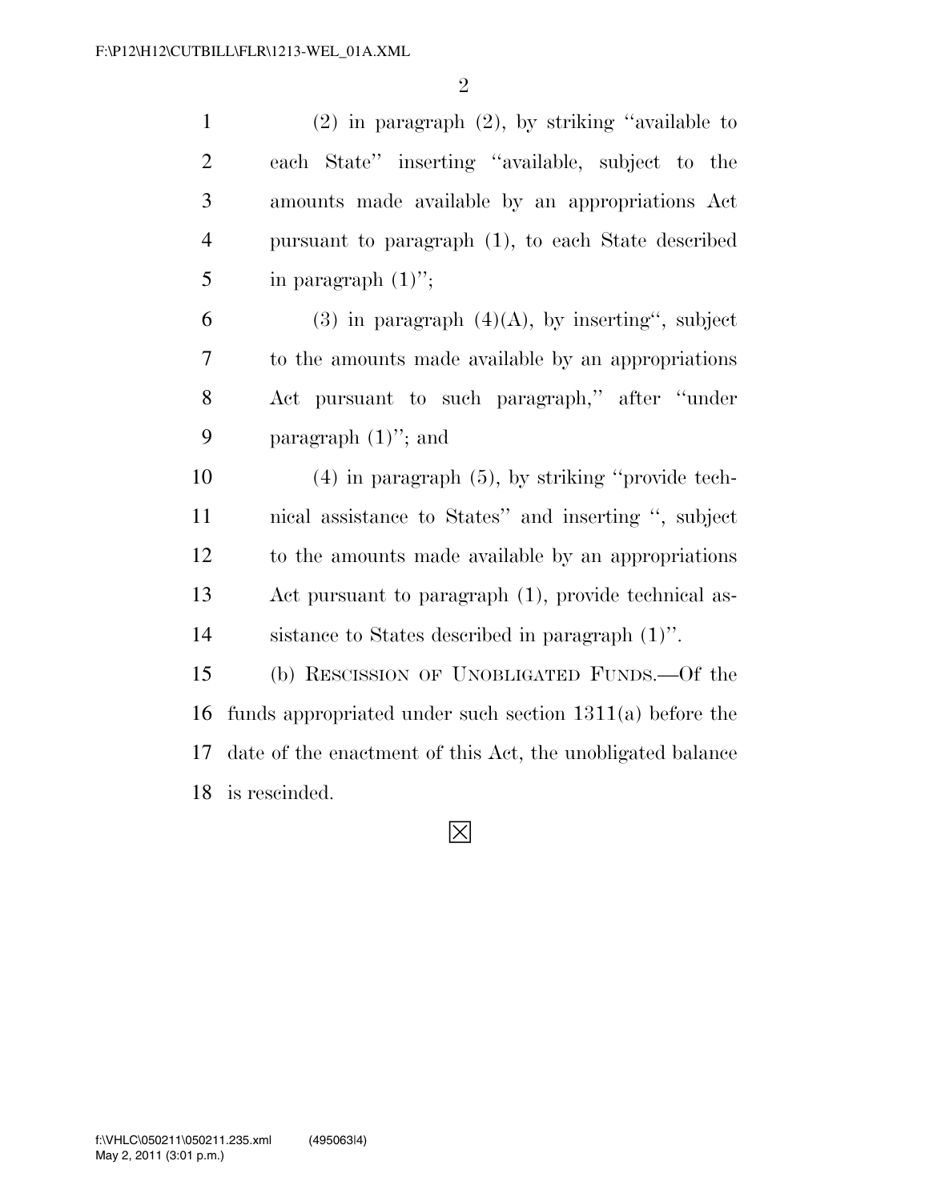(2) in paragraph (2), by striking ''available to each State'' inserting ''available, subject to the amounts made available by an appropriations Act pursuant to paragraph (1), to each State described in paragraph (1)'';

(3) in paragraph (4)(A), by inserting'', subject to the amounts made available by an appropriations Act pursuant to such paragraph,'' after ''under paragraph (1)''; and

(4) in paragraph (5), by striking ''provide technical assistance to States'' and inserting '', subject to the amounts made available by an appropriations Act pursuant to paragraph (1), provide technical assistance to States described in paragraph (1)''.

(b) RESCISSION OF UNOBLIGATED FUNDS.—Of the funds appropriated under such section 1311(a) before the date of the enactment of this Act, the unobligated balance is rescinded.

☒